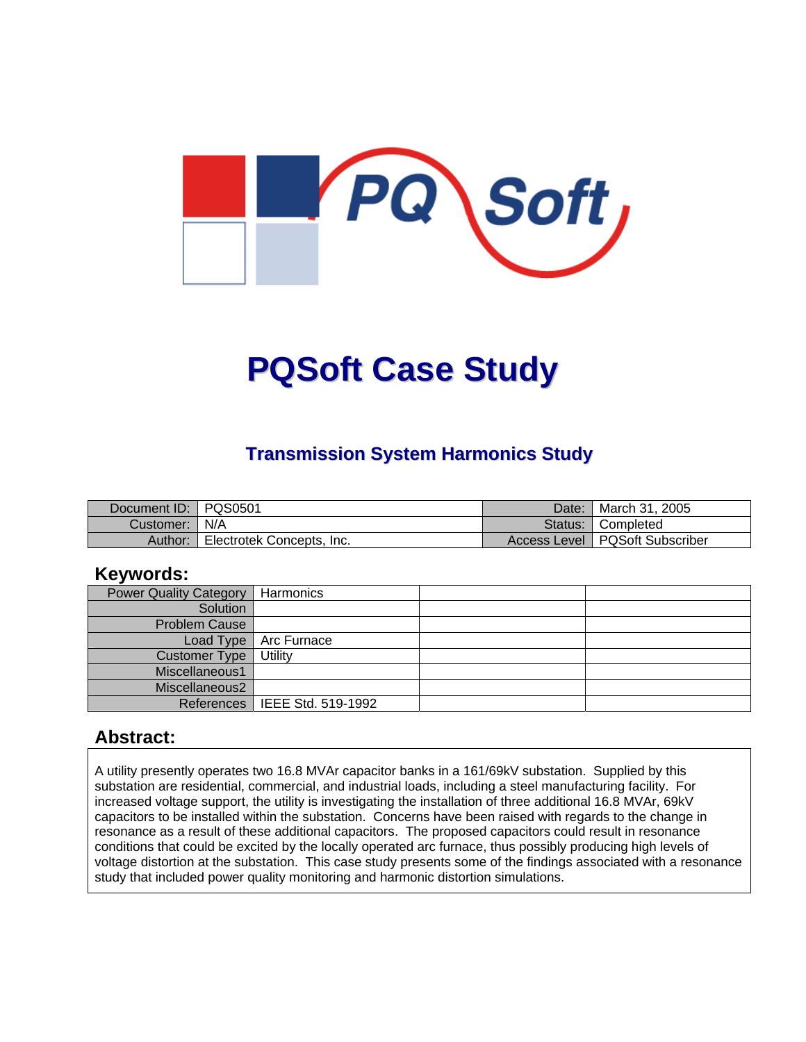# PQSoft Case Study

## Transmission System Harmonics Study

| Document ID: | PQS0501 | Date: | March 31, 2005 |
|---|---|---|---|
| Customer: | N/A | Status: | Completed |
| Author: | Electrotek Concepts, Inc. | Access Level | PQSoft Subscriber |

## Keywords:

| Power Quality Category | Harmonics | | |
|---|---|---|---|
| Solution | | | |
| Problem Cause | | | |
| Load Type | Arc Furnace | | |
| Customer Type | Utility | | |
| Miscellaneous1 | | | |
| Miscellaneous2 | | | |
| References | IEEE Std. 519-1992 | | |

## Abstract:

A utility presently operates two 16.8 MVAr capacitor banks in a 161/69kV substation. Supplied by this substation are residential, commercial, and industrial loads, including a steel manufacturing facility. For increased voltage support, the utility is investigating the installation of three additional 16.8 MVAr, 69kV capacitors to be installed within the substation. Concerns have been raised with regards to the change in resonance as a result of these additional capacitors. The proposed capacitors could result in resonance conditions that could be excited by the locally operated arc furnace, thus possibly producing high levels of voltage distortion at the substation. This case study presents some of the findings associated with a resonance study that included power quality monitoring and harmonic distortion simulations.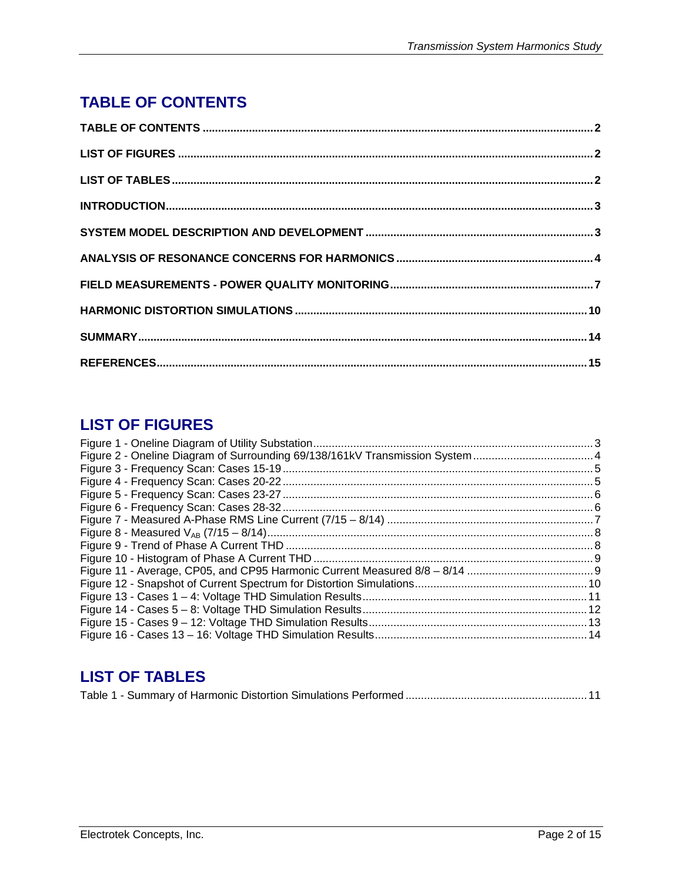## TABLE OF CONTENTS

**TABLE OF CONTENTS** .............................................................................................................................2

**LIST OF FIGURES** ...................................................................................................................................2

**LIST OF TABLES** .....................................................................................................................................2

**INTRODUCTION** .......................................................................................................................................3

**SYSTEM MODEL DESCRIPTION AND DEVELOPMENT** ........................................................................3

**ANALYSIS OF RESONANCE CONCERNS FOR HARMONICS** ..............................................................4

**FIELD MEASUREMENTS - POWER QUALITY MONITORING** ................................................................7

**HARMONIC DISTORTION SIMULATIONS** ............................................................................................10

**SUMMARY** ...............................................................................................................................................14

**REFERENCES** .........................................................................................................................................15

## LIST OF FIGURES

Figure 1 - Oneline Diagram of Utility Substation ..........................................................................................3
Figure 2 - Oneline Diagram of Surrounding 69/138/161kV Transmission System .......................................4
Figure 3 - Frequency Scan: Cases 15-19 ....................................................................................................5
Figure 4 - Frequency Scan: Cases 20-22 ....................................................................................................5
Figure 5 - Frequency Scan: Cases 23-27 ....................................................................................................6
Figure 6 - Frequency Scan: Cases 28-32 ....................................................................................................6
Figure 7 - Measured A-Phase RMS Line Current (7/15 – 8/14) ..................................................................7
Figure 8 - Measured $V_{AB}$ (7/15 – 8/14) .........................................................................................................8
Figure 9 - Trend of Phase A Current THD ...................................................................................................8
Figure 10 - Histogram of Phase A Current THD ..........................................................................................9
Figure 11 - Average, CP05, and CP95 Harmonic Current Measured 8/8 – 8/14 .........................................9
Figure 12 - Snapshot of Current Spectrum for Distortion Simulations ........................................................10
Figure 13 - Cases 1 – 4: Voltage THD Simulation Results .........................................................................11
Figure 14 - Cases 5 – 8: Voltage THD Simulation Results .........................................................................12
Figure 15 - Cases 9 – 12: Voltage THD Simulation Results .......................................................................13
Figure 16 - Cases 13 – 16: Voltage THD Simulation Results .....................................................................14

## LIST OF TABLES

Table 1 - Summary of Harmonic Distortion Simulations Performed ...........................................................11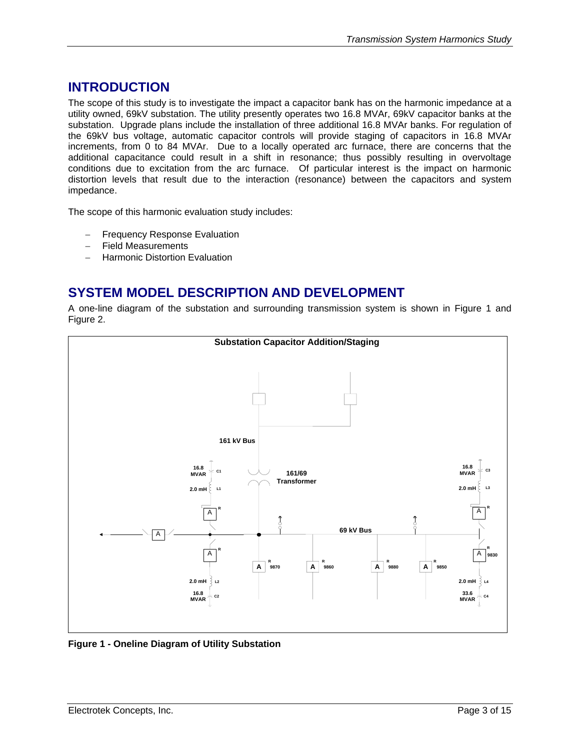## INTRODUCTION

The scope of this study is to investigate the impact a capacitor bank has on the harmonic impedance at a utility owned, 69kV substation. The utility presently operates two 16.8 MVAr, 69kV capacitor banks at the substation. Upgrade plans include the installation of three additional 16.8 MVAr banks. For regulation of the 69kV bus voltage, automatic capacitor controls will provide staging of capacitors in 16.8 MVAr increments, from 0 to 84 MVAr. Due to a locally operated arc furnace, there are concerns that the additional capacitance could result in a shift in resonance; thus possibly resulting in overvoltage conditions due to excitation from the arc furnace. Of particular interest is the impact on harmonic distortion levels that result due to the interaction (resonance) between the capacitors and system impedance.

The scope of this harmonic evaluation study includes:

- Frequency Response Evaluation
- Field Measurements
- Harmonic Distortion Evaluation

## SYSTEM MODEL DESCRIPTION AND DEVELOPMENT

A one-line diagram of the substation and surrounding transmission system is shown in Figure 1 and Figure 2.

**Substation Capacitor Addition/Staging**

161 kV Bus

161/69 Transformer

69 kV Bus

16.8 MVAR C1, 2.0 mH L1

16.8 MVAR C2, 2.0 mH L2

16.8 MVAR C3, 2.0 mH L3

33.6 MVAR C4, 2.0 mH L4

9870, 9860, 9880, 9850, 9830

**Figure 1 - Oneline Diagram of Utility Substation**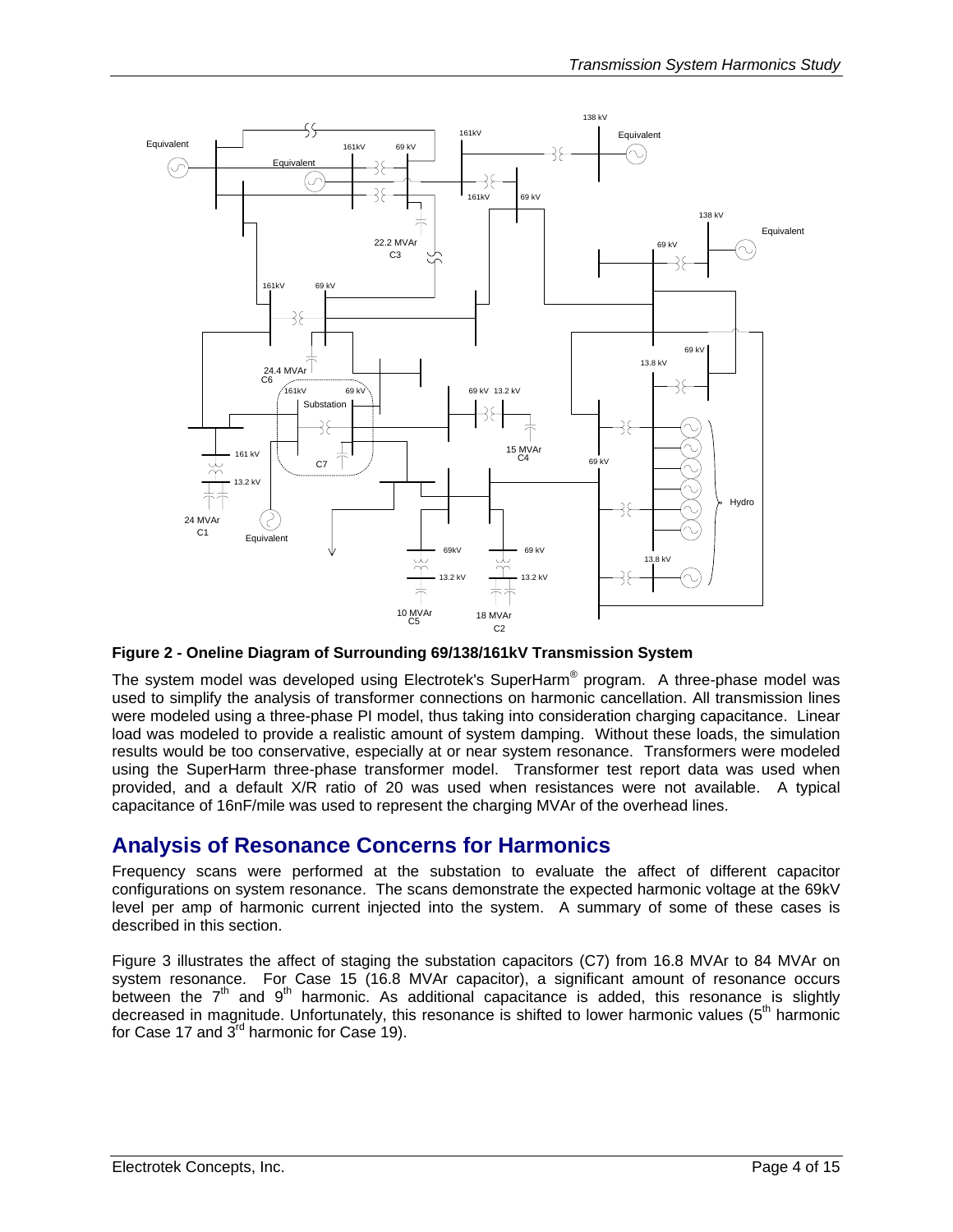**Figure 2 - Oneline Diagram of Surrounding 69/138/161kV Transmission System**

The system model was developed using Electrotek's SuperHarm® program. A three-phase model was used to simplify the analysis of transformer connections on harmonic cancellation. All transmission lines were modeled using a three-phase PI model, thus taking into consideration charging capacitance. Linear load was modeled to provide a realistic amount of system damping. Without these loads, the simulation results would be too conservative, especially at or near system resonance. Transformers were modeled using the SuperHarm three-phase transformer model. Transformer test report data was used when provided, and a default X/R ratio of 20 was used when resistances were not available. A typical capacitance of 16nF/mile was used to represent the charging MVAr of the overhead lines.

## Analysis of Resonance Concerns for Harmonics

Frequency scans were performed at the substation to evaluate the affect of different capacitor configurations on system resonance. The scans demonstrate the expected harmonic voltage at the 69kV level per amp of harmonic current injected into the system. A summary of some of these cases is described in this section.

Figure 3 illustrates the affect of staging the substation capacitors (C7) from 16.8 MVAr to 84 MVAr on system resonance. For Case 15 (16.8 MVAr capacitor), a significant amount of resonance occurs between the 7th and 9th harmonic. As additional capacitance is added, this resonance is slightly decreased in magnitude. Unfortunately, this resonance is shifted to lower harmonic values (5th harmonic for Case 17 and 3rd harmonic for Case 19).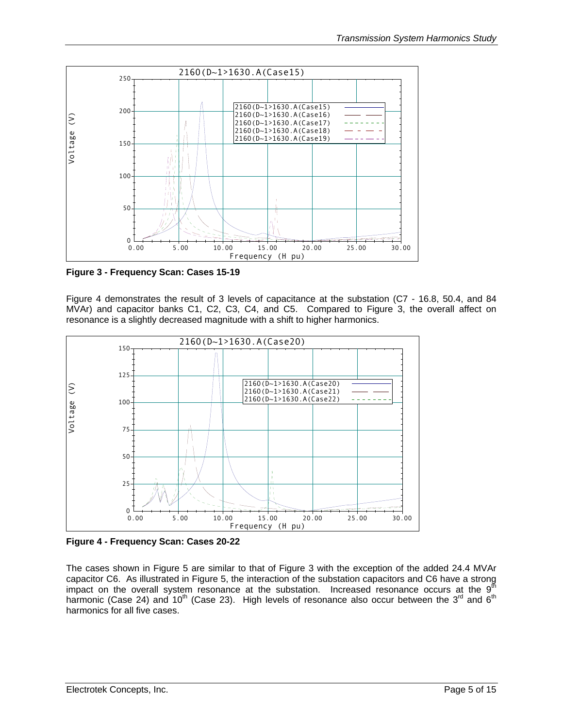**Figure 3 - Frequency Scan: Cases 15-19**

Figure 4 demonstrates the result of 3 levels of capacitance at the substation (C7 - 16.8, 50.4, and 84 MVAr) and capacitor banks C1, C2, C3, C4, and C5. Compared to Figure 3, the overall affect on resonance is a slightly decreased magnitude with a shift to higher harmonics.

**Figure 4 - Frequency Scan: Cases 20-22**

The cases shown in Figure 5 are similar to that of Figure 3 with the exception of the added 24.4 MVAr capacitor C6. As illustrated in Figure 5, the interaction of the substation capacitors and C6 have a strong impact on the overall system resonance at the substation. Increased resonance occurs at the 9th harmonic (Case 24) and 10th (Case 23). High levels of resonance also occur between the 3rd and 6th harmonics for all five cases.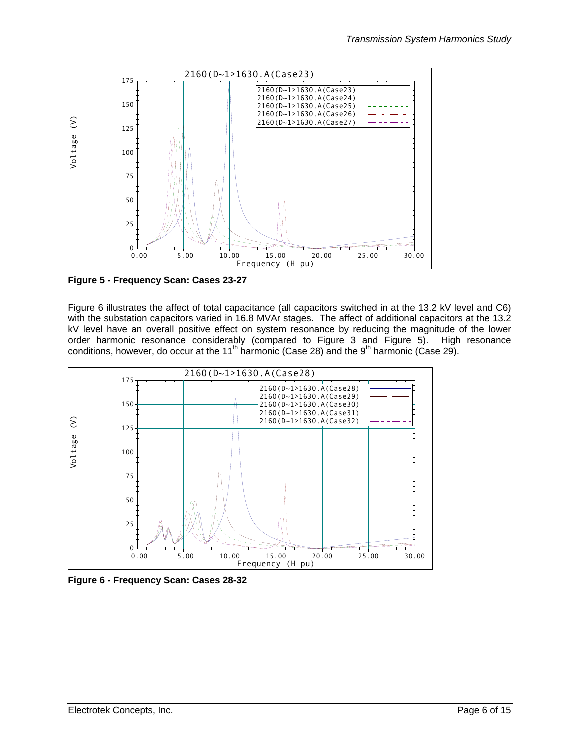**Figure 5 - Frequency Scan: Cases 23-27**

Figure 6 illustrates the affect of total capacitance (all capacitors switched in at the 13.2 kV level and C6) with the substation capacitors varied in 16.8 MVAr stages. The affect of additional capacitors at the 13.2 kV level have an overall positive effect on system resonance by reducing the magnitude of the lower order harmonic resonance considerably (compared to Figure 3 and Figure 5). High resonance conditions, however, do occur at the 11th harmonic (Case 28) and the 9th harmonic (Case 29).

**Figure 6 - Frequency Scan: Cases 28-32**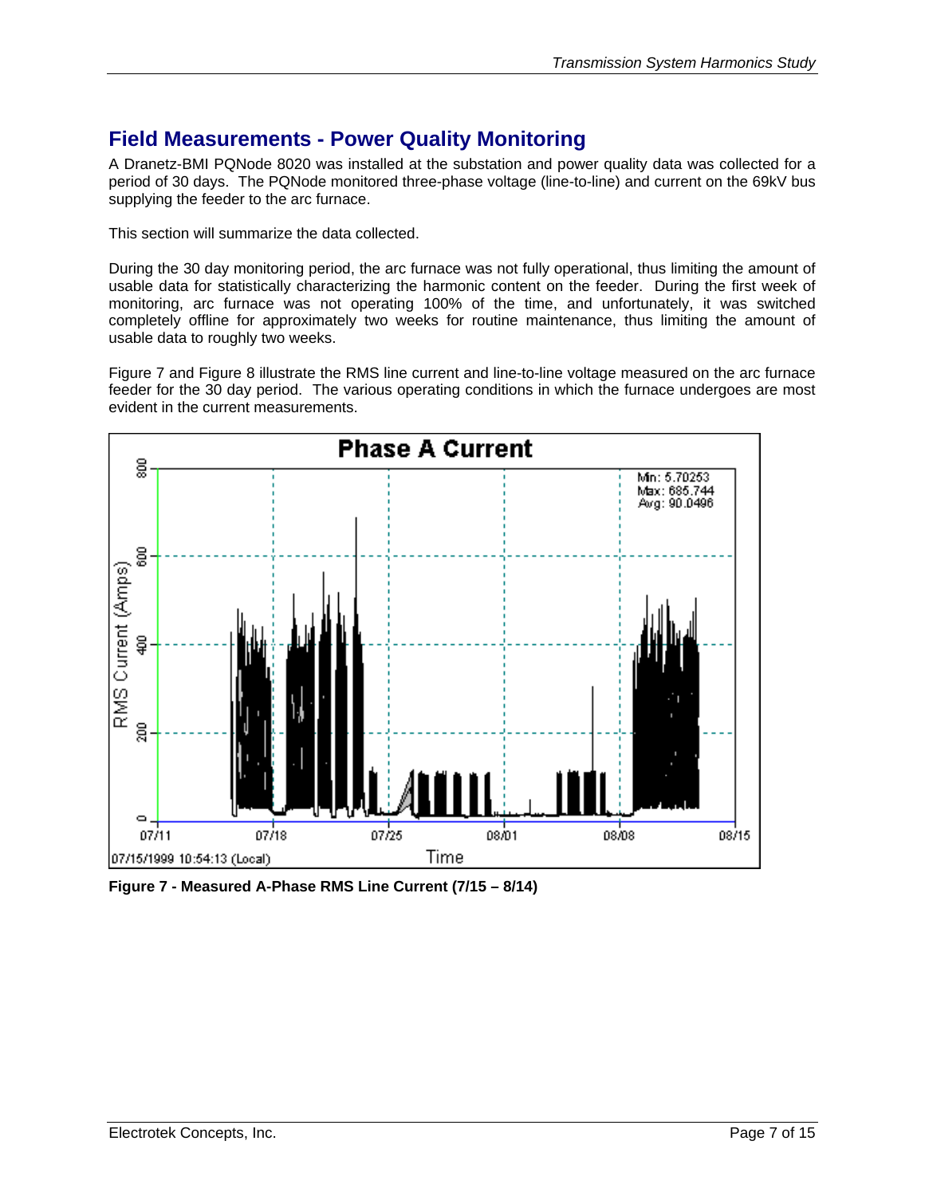## Field Measurements - Power Quality Monitoring

A Dranetz-BMI PQNode 8020 was installed at the substation and power quality data was collected for a period of 30 days. The PQNode monitored three-phase voltage (line-to-line) and current on the 69kV bus supplying the feeder to the arc furnace.

This section will summarize the data collected.

During the 30 day monitoring period, the arc furnace was not fully operational, thus limiting the amount of usable data for statistically characterizing the harmonic content on the feeder. During the first week of monitoring, arc furnace was not operating 100% of the time, and unfortunately, it was switched completely offline for approximately two weeks for routine maintenance, thus limiting the amount of usable data to roughly two weeks.

Figure 7 and Figure 8 illustrate the RMS line current and line-to-line voltage measured on the arc furnace feeder for the 30 day period. The various operating conditions in which the furnace undergoes are most evident in the current measurements.

**Figure 7 - Measured A-Phase RMS Line Current (7/15 – 8/14)**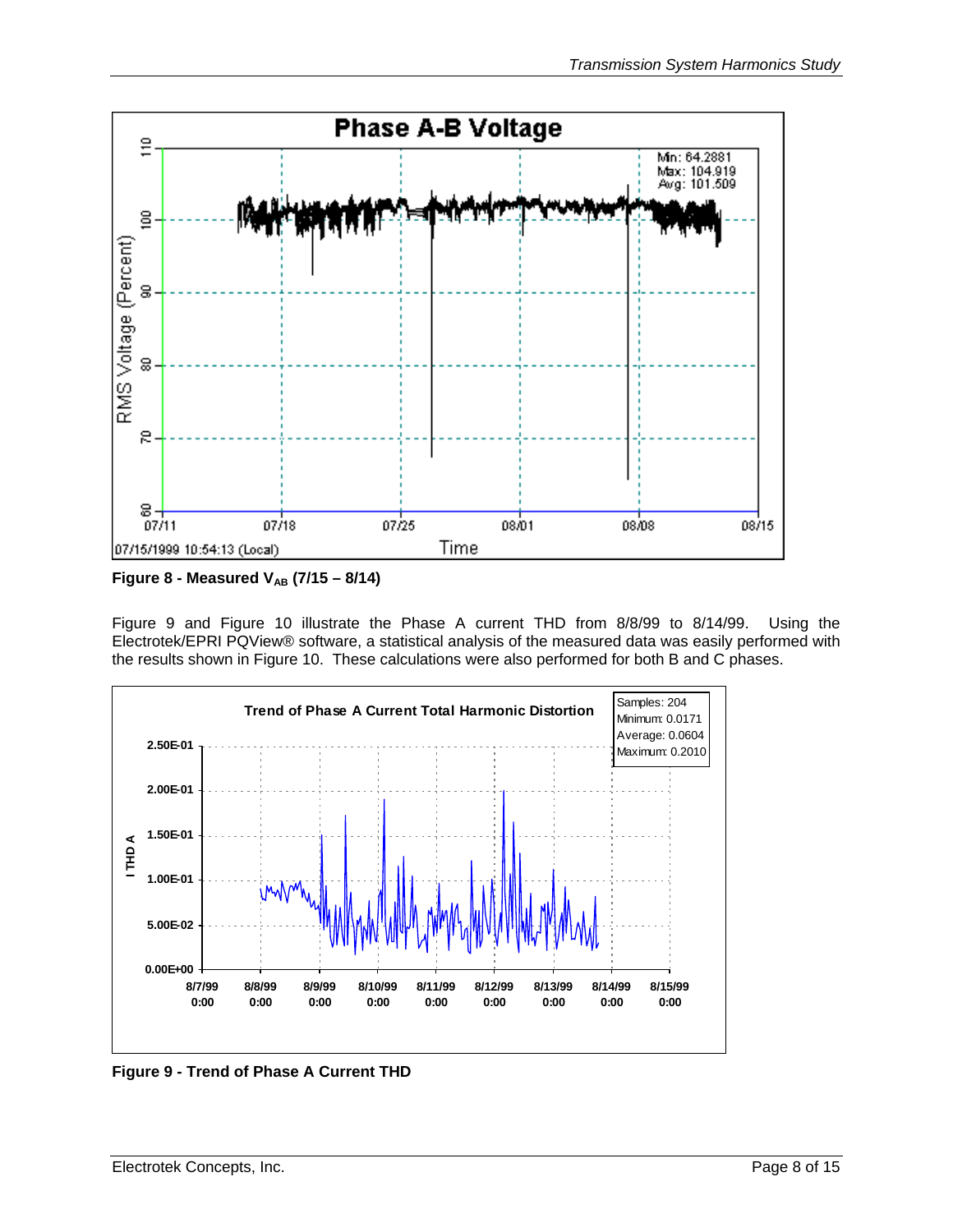**Figure 8 - Measured $V_{AB}$ (7/15 – 8/14)**

Figure 9 and Figure 10 illustrate the Phase A current THD from 8/8/99 to 8/14/99. Using the Electrotek/EPRI PQView® software, a statistical analysis of the measured data was easily performed with the results shown in Figure 10. These calculations were also performed for both B and C phases.

**Figure 9 - Trend of Phase A Current THD**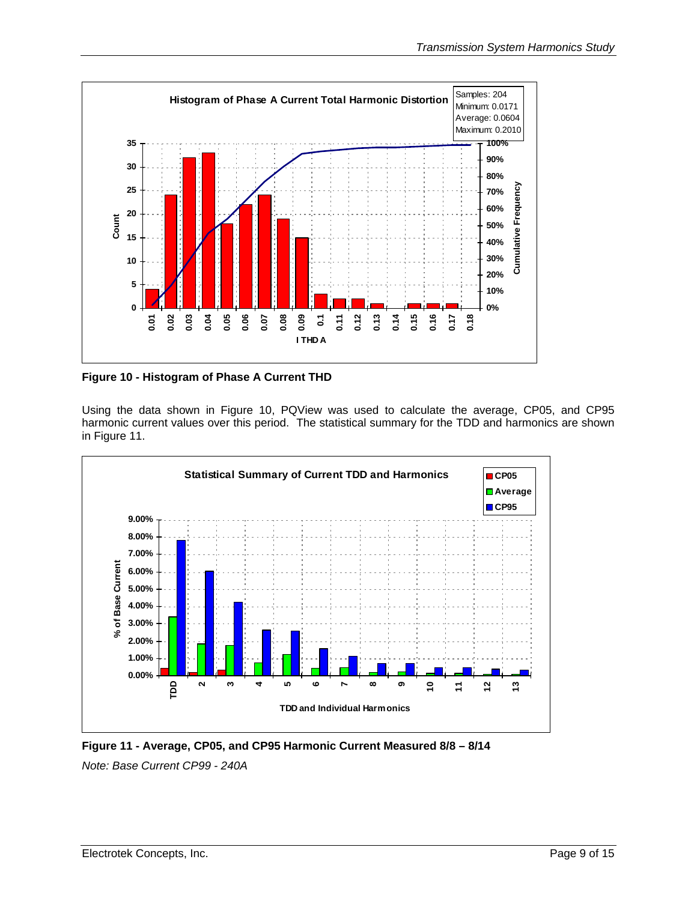**Figure 10 - Histogram of Phase A Current THD**

Using the data shown in Figure 10, PQView was used to calculate the average, CP05, and CP95 harmonic current values over this period. The statistical summary for the TDD and harmonics are shown in Figure 11.

**Figure 11 - Average, CP05, and CP95 Harmonic Current Measured 8/8 – 8/14**

*Note: Base Current CP99 - 240A*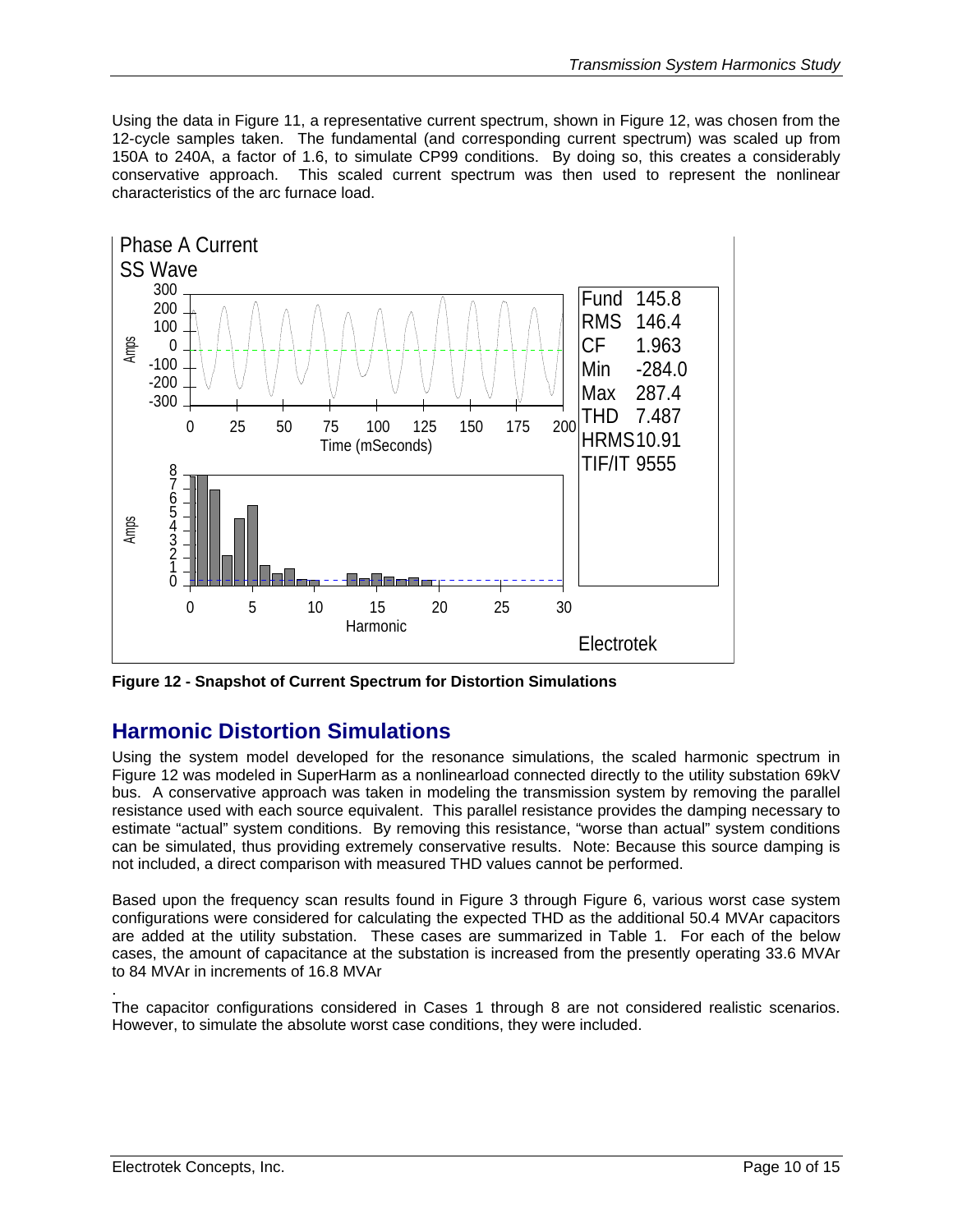Using the data in Figure 11, a representative current spectrum, shown in Figure 12, was chosen from the 12-cycle samples taken. The fundamental (and corresponding current spectrum) was scaled up from 150A to 240A, a factor of 1.6, to simulate CP99 conditions. By doing so, this creates a considerably conservative approach. This scaled current spectrum was then used to represent the nonlinear characteristics of the arc furnace load.

**Figure 12 - Snapshot of Current Spectrum for Distortion Simulations**

## Harmonic Distortion Simulations

Using the system model developed for the resonance simulations, the scaled harmonic spectrum in Figure 12 was modeled in SuperHarm as a nonlinearload connected directly to the utility substation 69kV bus. A conservative approach was taken in modeling the transmission system by removing the parallel resistance used with each source equivalent. This parallel resistance provides the damping necessary to estimate "actual" system conditions. By removing this resistance, "worse than actual" system conditions can be simulated, thus providing extremely conservative results. Note: Because this source damping is not included, a direct comparison with measured THD values cannot be performed.

Based upon the frequency scan results found in Figure 3 through Figure 6, various worst case system configurations were considered for calculating the expected THD as the additional 50.4 MVAr capacitors are added at the utility substation. These cases are summarized in Table 1. For each of the below cases, the amount of capacitance at the substation is increased from the presently operating 33.6 MVAr to 84 MVAr in increments of 16.8 MVAr

.
The capacitor configurations considered in Cases 1 through 8 are not considered realistic scenarios. However, to simulate the absolute worst case conditions, they were included.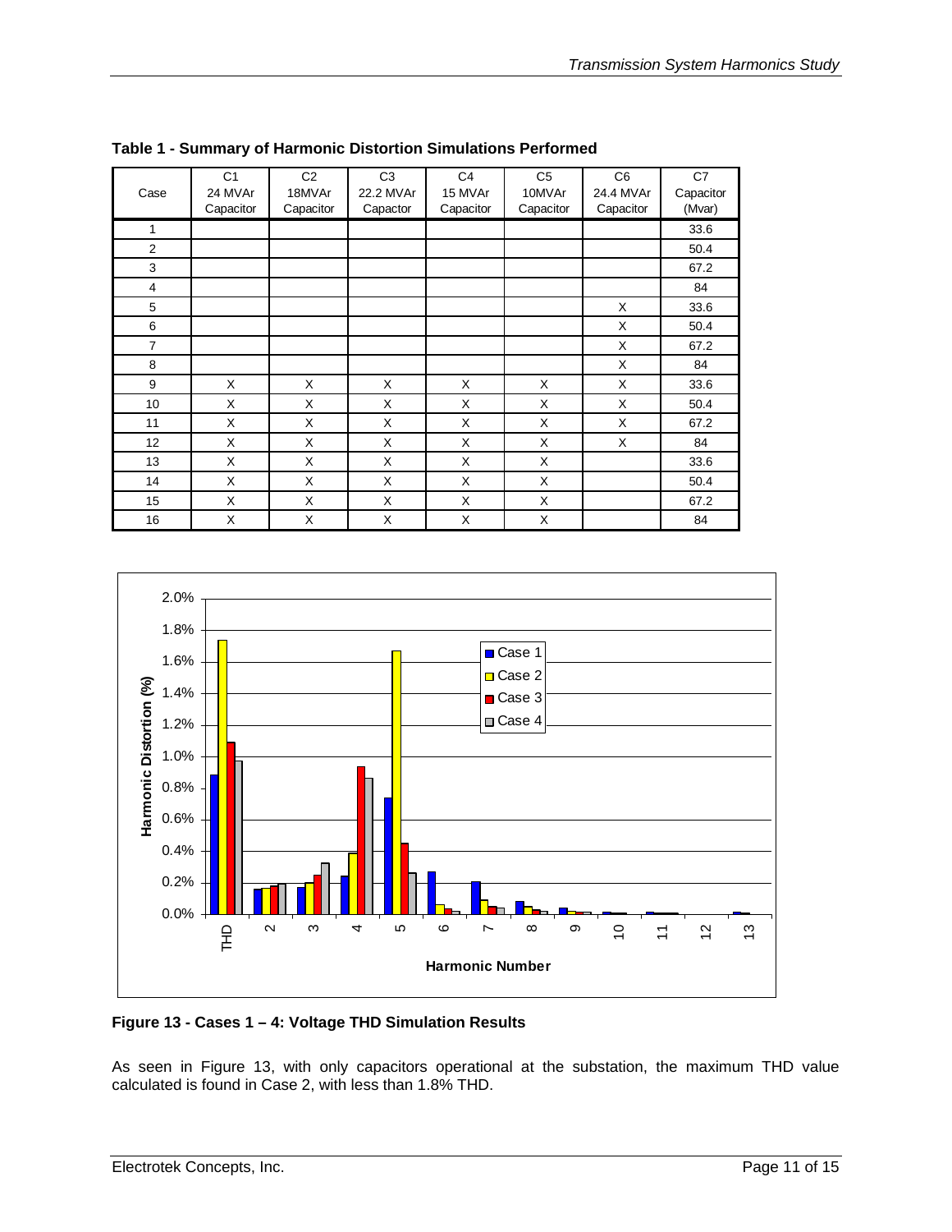**Table 1 - Summary of Harmonic Distortion Simulations Performed**

| Case | C1 24 MVAr Capacitor | C2 18MVAr Capacitor | C3 22.2 MVAr Capactor | C4 15 MVAr Capacitor | C5 10MVAr Capacitor | C6 24.4 MVAr Capacitor | C7 Capacitor (Mvar) |
|---|---|---|---|---|---|---|---|
| 1 | | | | | | | 33.6 |
| 2 | | | | | | | 50.4 |
| 3 | | | | | | | 67.2 |
| 4 | | | | | | | 84 |
| 5 | | | | | | X | 33.6 |
| 6 | | | | | | X | 50.4 |
| 7 | | | | | | X | 67.2 |
| 8 | | | | | | X | 84 |
| 9 | X | X | X | X | X | X | 33.6 |
| 10 | X | X | X | X | X | X | 50.4 |
| 11 | X | X | X | X | X | X | 67.2 |
| 12 | X | X | X | X | X | X | 84 |
| 13 | X | X | X | X | X | | 33.6 |
| 14 | X | X | X | X | X | | 50.4 |
| 15 | X | X | X | X | X | | 67.2 |
| 16 | X | X | X | X | X | | 84 |

**Figure 13 - Cases 1 – 4: Voltage THD Simulation Results**

As seen in Figure 13, with only capacitors operational at the substation, the maximum THD value calculated is found in Case 2, with less than 1.8% THD.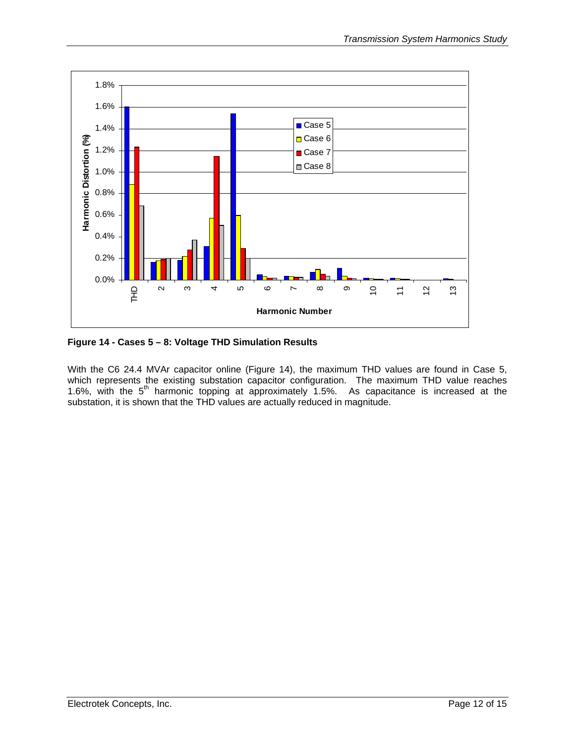**Figure 14 - Cases 5 – 8: Voltage THD Simulation Results**

With the C6 24.4 MVAr capacitor online (Figure 14), the maximum THD values are found in Case 5, which represents the existing substation capacitor configuration. The maximum THD value reaches 1.6%, with the $5^{th}$ harmonic topping at approximately 1.5%. As capacitance is increased at the substation, it is shown that the THD values are actually reduced in magnitude.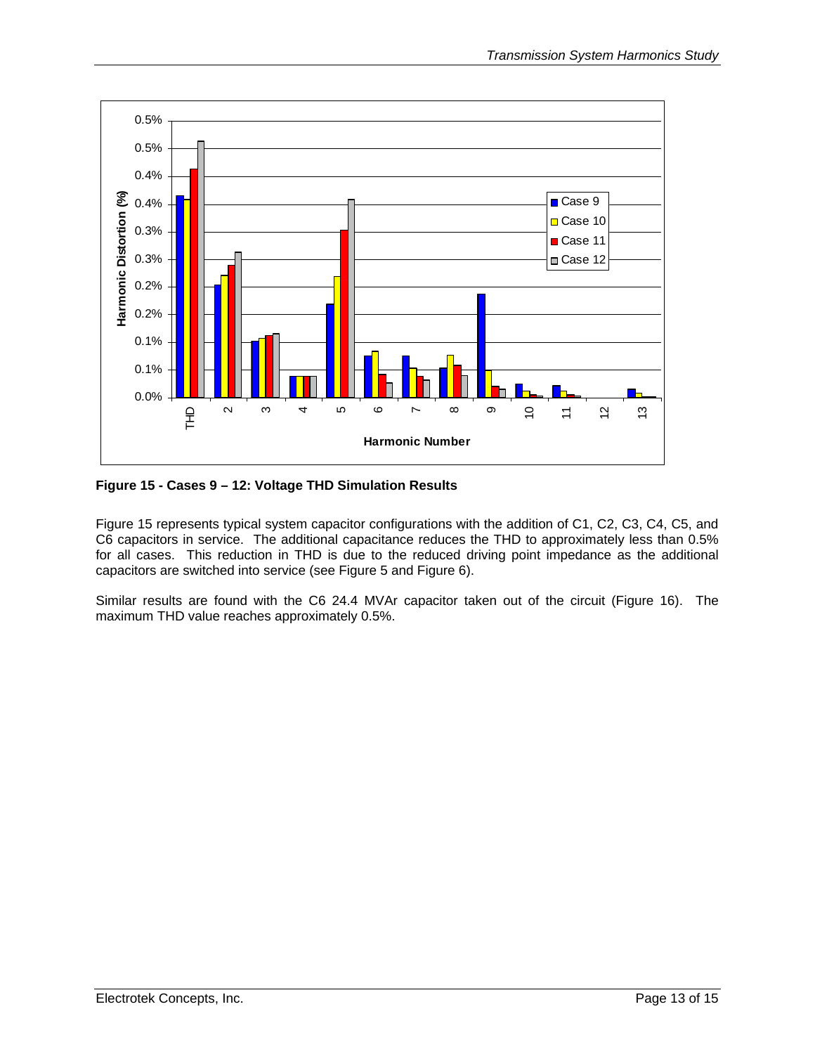**Figure 15 - Cases 9 – 12: Voltage THD Simulation Results**

Figure 15 represents typical system capacitor configurations with the addition of C1, C2, C3, C4, C5, and C6 capacitors in service. The additional capacitance reduces the THD to approximately less than 0.5% for all cases. This reduction in THD is due to the reduced driving point impedance as the additional capacitors are switched into service (see Figure 5 and Figure 6).

Similar results are found with the C6 24.4 MVAr capacitor taken out of the circuit (Figure 16). The maximum THD value reaches approximately 0.5%.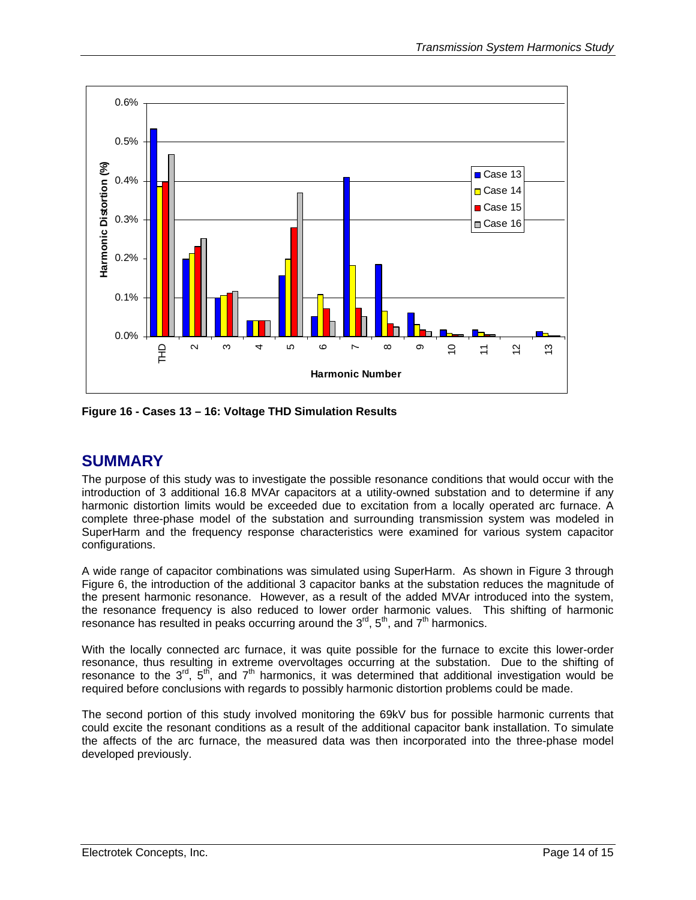Figure 16 - Cases 13 – 16: Voltage THD Simulation Results

## SUMMARY

The purpose of this study was to investigate the possible resonance conditions that would occur with the introduction of 3 additional 16.8 MVAr capacitors at a utility-owned substation and to determine if any harmonic distortion limits would be exceeded due to excitation from a locally operated arc furnace. A complete three-phase model of the substation and surrounding transmission system was modeled in SuperHarm and the frequency response characteristics were examined for various system capacitor configurations.

A wide range of capacitor combinations was simulated using SuperHarm. As shown in Figure 3 through Figure 6, the introduction of the additional 3 capacitor banks at the substation reduces the magnitude of the present harmonic resonance. However, as a result of the added MVAr introduced into the system, the resonance frequency is also reduced to lower order harmonic values. This shifting of harmonic resonance has resulted in peaks occurring around the 3rd, 5th, and 7th harmonics.

With the locally connected arc furnace, it was quite possible for the furnace to excite this lower-order resonance, thus resulting in extreme overvoltages occurring at the substation. Due to the shifting of resonance to the 3rd, 5th, and 7th harmonics, it was determined that additional investigation would be required before conclusions with regards to possibly harmonic distortion problems could be made.

The second portion of this study involved monitoring the 69kV bus for possible harmonic currents that could excite the resonant conditions as a result of the additional capacitor bank installation. To simulate the affects of the arc furnace, the measured data was then incorporated into the three-phase model developed previously.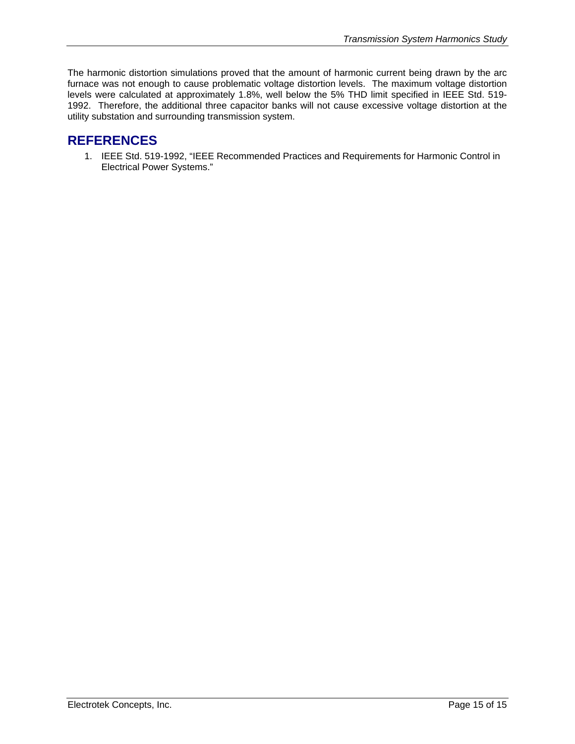The harmonic distortion simulations proved that the amount of harmonic current being drawn by the arc furnace was not enough to cause problematic voltage distortion levels. The maximum voltage distortion levels were calculated at approximately 1.8%, well below the 5% THD limit specified in IEEE Std. 519-1992. Therefore, the additional three capacitor banks will not cause excessive voltage distortion at the utility substation and surrounding transmission system.

## REFERENCES

1. IEEE Std. 519-1992, "IEEE Recommended Practices and Requirements for Harmonic Control in Electrical Power Systems."